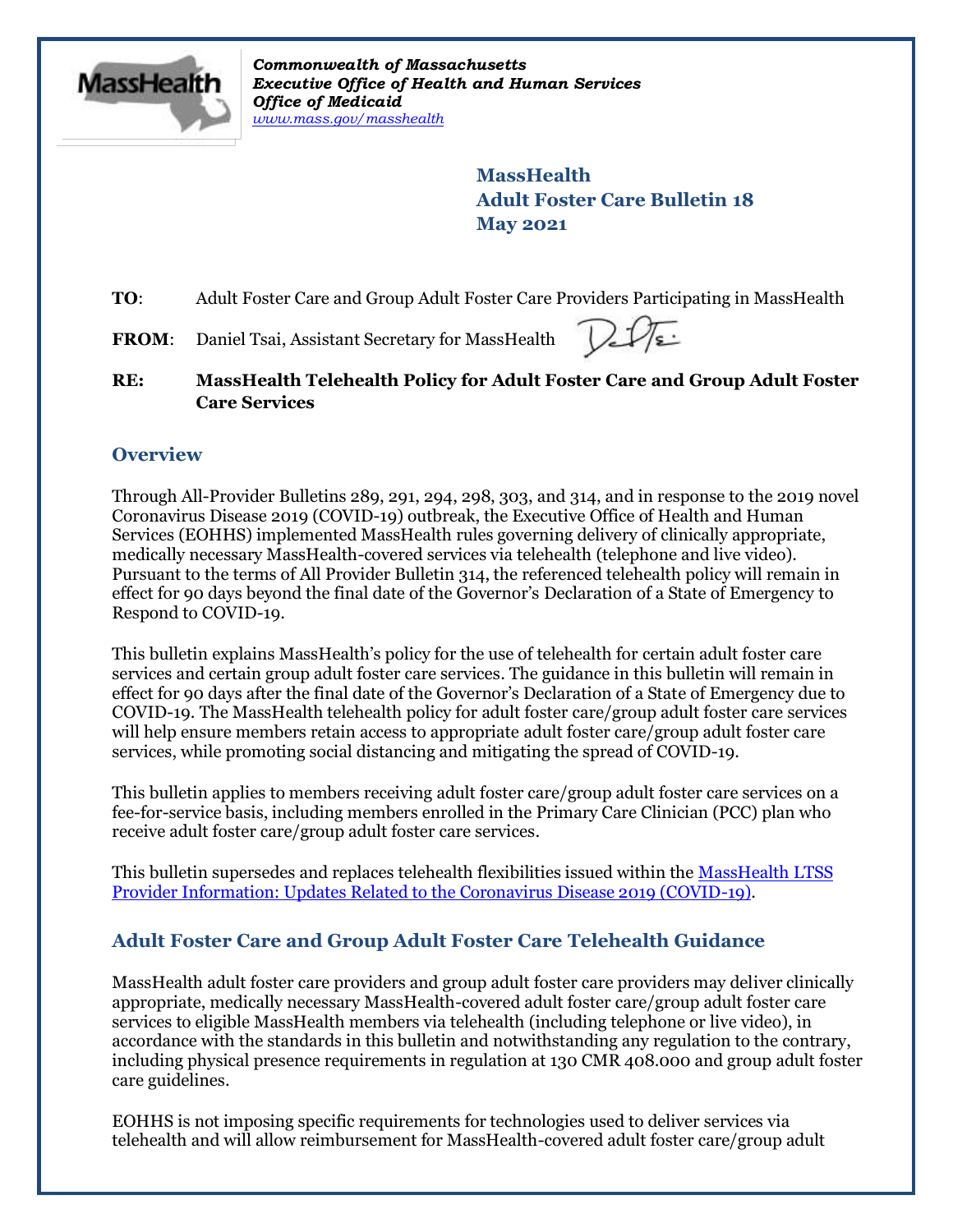*Commonwealth of Massachusetts*
*Executive Office of Health and Human Services*
*Office of Medicaid*
*www.mass.gov/masshealth*

**MassHealth**
**Adult Foster Care Bulletin 18**
**May 2021**

**TO**: Adult Foster Care and Group Adult Foster Care Providers Participating in MassHealth

**FROM**: Daniel Tsai, Assistant Secretary for MassHealth

**RE: MassHealth Telehealth Policy for Adult Foster Care and Group Adult Foster Care Services**

## Overview

Through All-Provider Bulletins 289, 291, 294, 298, 303, and 314, and in response to the 2019 novel Coronavirus Disease 2019 (COVID-19) outbreak, the Executive Office of Health and Human Services (EOHHS) implemented MassHealth rules governing delivery of clinically appropriate, medically necessary MassHealth-covered services via telehealth (telephone and live video). Pursuant to the terms of All Provider Bulletin 314, the referenced telehealth policy will remain in effect for 90 days beyond the final date of the Governor's Declaration of a State of Emergency to Respond to COVID-19.

This bulletin explains MassHealth's policy for the use of telehealth for certain adult foster care services and certain group adult foster care services. The guidance in this bulletin will remain in effect for 90 days after the final date of the Governor's Declaration of a State of Emergency due to COVID-19. The MassHealth telehealth policy for adult foster care/group adult foster care services will help ensure members retain access to appropriate adult foster care/group adult foster care services, while promoting social distancing and mitigating the spread of COVID-19.

This bulletin applies to members receiving adult foster care/group adult foster care services on a fee-for-service basis, including members enrolled in the Primary Care Clinician (PCC) plan who receive adult foster care/group adult foster care services.

This bulletin supersedes and replaces telehealth flexibilities issued within the MassHealth LTSS Provider Information: Updates Related to the Coronavirus Disease 2019 (COVID-19).

## Adult Foster Care and Group Adult Foster Care Telehealth Guidance

MassHealth adult foster care providers and group adult foster care providers may deliver clinically appropriate, medically necessary MassHealth-covered adult foster care/group adult foster care services to eligible MassHealth members via telehealth (including telephone or live video), in accordance with the standards in this bulletin and notwithstanding any regulation to the contrary, including physical presence requirements in regulation at 130 CMR 408.000 and group adult foster care guidelines.

EOHHS is not imposing specific requirements for technologies used to deliver services via telehealth and will allow reimbursement for MassHealth-covered adult foster care/group adult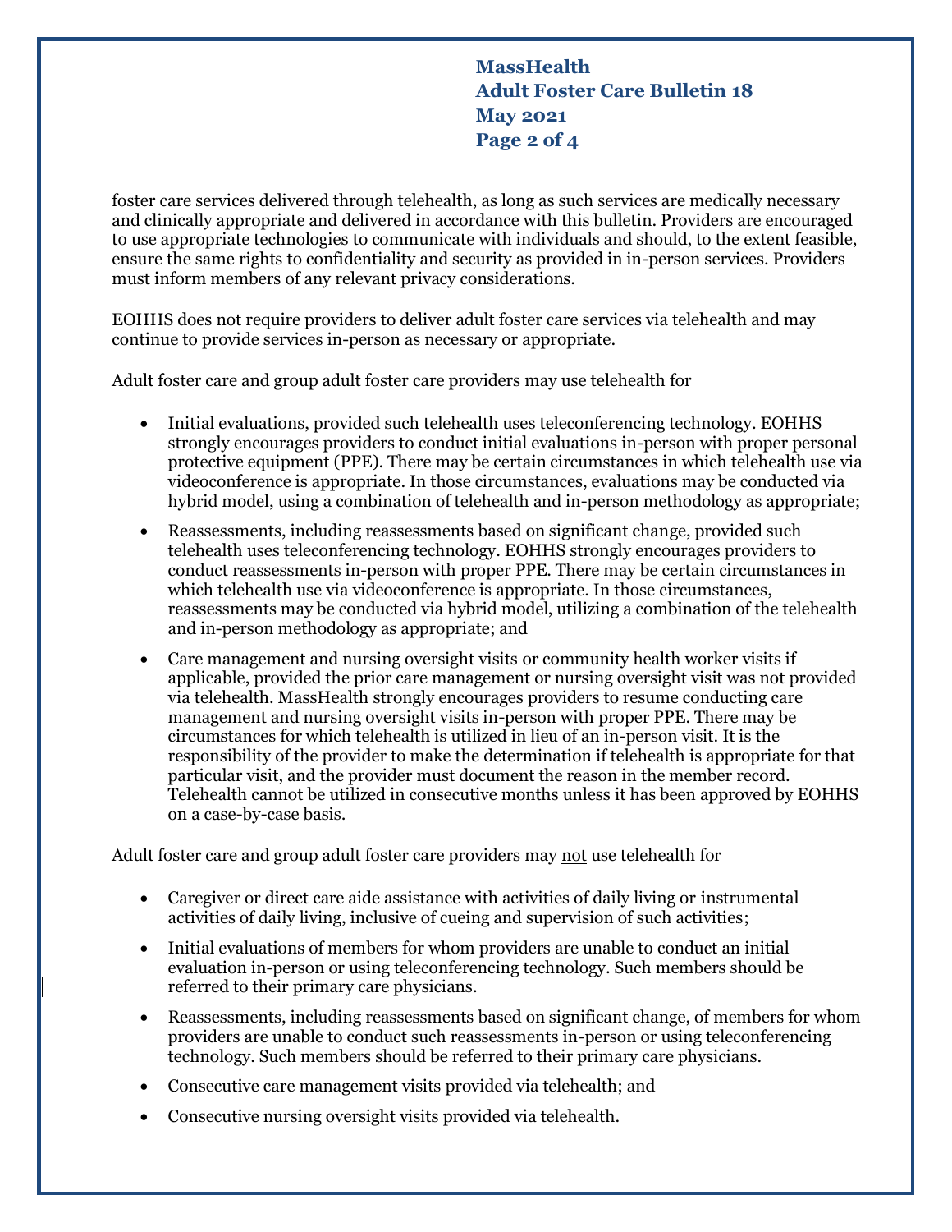foster care services delivered through telehealth, as long as such services are medically necessary and clinically appropriate and delivered in accordance with this bulletin. Providers are encouraged to use appropriate technologies to communicate with individuals and should, to the extent feasible, ensure the same rights to confidentiality and security as provided in in-person services. Providers must inform members of any relevant privacy considerations.

EOHHS does not require providers to deliver adult foster care services via telehealth and may continue to provide services in-person as necessary or appropriate.

Adult foster care and group adult foster care providers may use telehealth for

- Initial evaluations, provided such telehealth uses teleconferencing technology. EOHHS strongly encourages providers to conduct initial evaluations in-person with proper personal protective equipment (PPE). There may be certain circumstances in which telehealth use via videoconference is appropriate. In those circumstances, evaluations may be conducted via hybrid model, using a combination of telehealth and in-person methodology as appropriate;
- Reassessments, including reassessments based on significant change, provided such telehealth uses teleconferencing technology. EOHHS strongly encourages providers to conduct reassessments in-person with proper PPE. There may be certain circumstances in which telehealth use via videoconference is appropriate. In those circumstances, reassessments may be conducted via hybrid model, utilizing a combination of the telehealth and in-person methodology as appropriate; and
- Care management and nursing oversight visits or community health worker visits if applicable, provided the prior care management or nursing oversight visit was not provided via telehealth. MassHealth strongly encourages providers to resume conducting care management and nursing oversight visits in-person with proper PPE. There may be circumstances for which telehealth is utilized in lieu of an in-person visit. It is the responsibility of the provider to make the determination if telehealth is appropriate for that particular visit, and the provider must document the reason in the member record. Telehealth cannot be utilized in consecutive months unless it has been approved by EOHHS on a case-by-case basis.

Adult foster care and group adult foster care providers may not use telehealth for

- Caregiver or direct care aide assistance with activities of daily living or instrumental activities of daily living, inclusive of cueing and supervision of such activities;
- Initial evaluations of members for whom providers are unable to conduct an initial evaluation in-person or using teleconferencing technology. Such members should be referred to their primary care physicians.
- Reassessments, including reassessments based on significant change, of members for whom providers are unable to conduct such reassessments in-person or using teleconferencing technology. Such members should be referred to their primary care physicians.
- Consecutive care management visits provided via telehealth; and
- Consecutive nursing oversight visits provided via telehealth.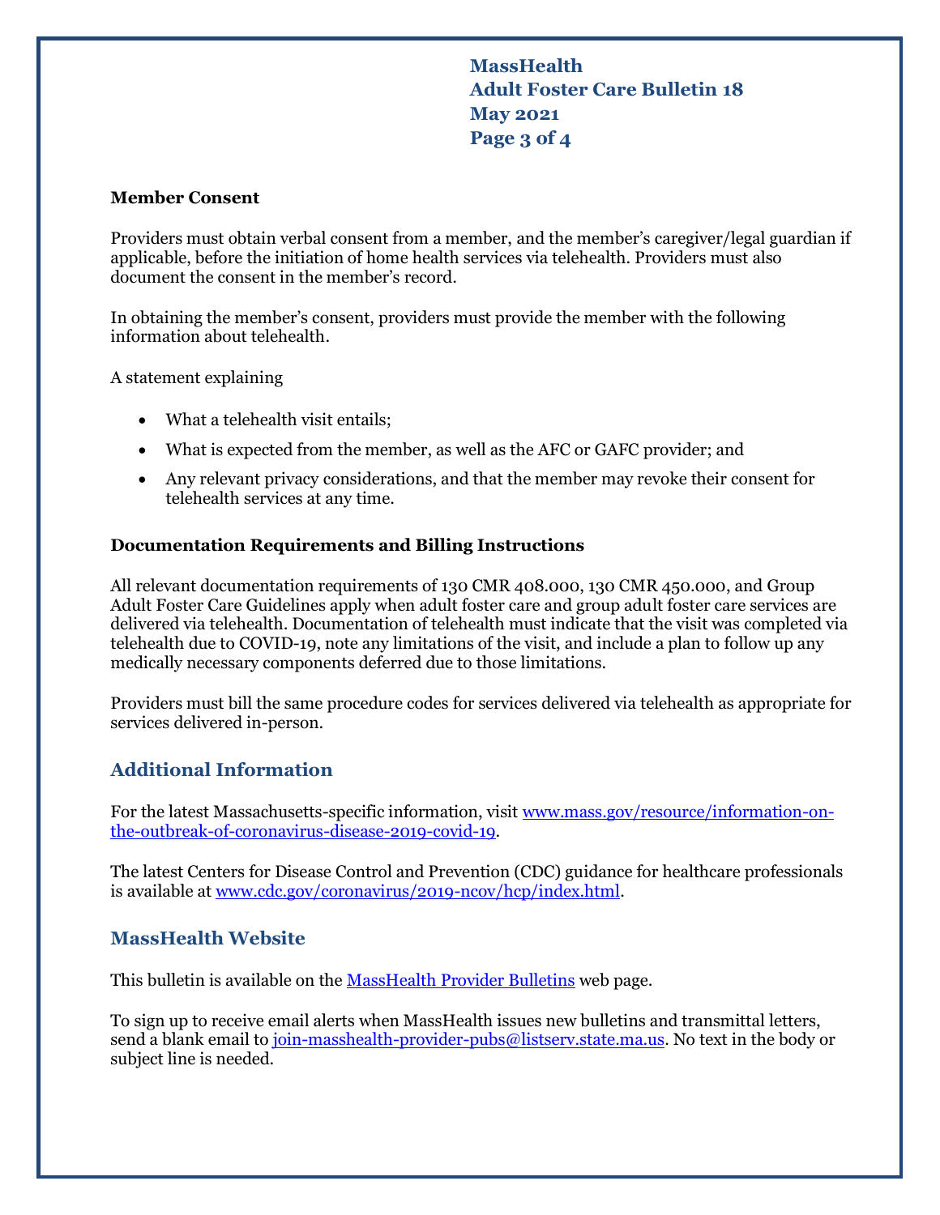### Member Consent

Providers must obtain verbal consent from a member, and the member's caregiver/legal guardian if applicable, before the initiation of home health services via telehealth. Providers must also document the consent in the member's record.

In obtaining the member's consent, providers must provide the member with the following information about telehealth.

A statement explaining

- What a telehealth visit entails;
- What is expected from the member, as well as the AFC or GAFC provider; and
- Any relevant privacy considerations, and that the member may revoke their consent for telehealth services at any time.

### Documentation Requirements and Billing Instructions

All relevant documentation requirements of 130 CMR 408.000, 130 CMR 450.000, and Group Adult Foster Care Guidelines apply when adult foster care and group adult foster care services are delivered via telehealth. Documentation of telehealth must indicate that the visit was completed via telehealth due to COVID-19, note any limitations of the visit, and include a plan to follow up any medically necessary components deferred due to those limitations.

Providers must bill the same procedure codes for services delivered via telehealth as appropriate for services delivered in-person.

## Additional Information

For the latest Massachusetts-specific information, visit [www.mass.gov/resource/information-on-the-outbreak-of-coronavirus-disease-2019-covid-19](www.mass.gov/resource/information-on-the-outbreak-of-coronavirus-disease-2019-covid-19).

The latest Centers for Disease Control and Prevention (CDC) guidance for healthcare professionals is available at [www.cdc.gov/coronavirus/2019-ncov/hcp/index.html](www.cdc.gov/coronavirus/2019-ncov/hcp/index.html).

## MassHealth Website

This bulletin is available on the MassHealth Provider Bulletins web page.

To sign up to receive email alerts when MassHealth issues new bulletins and transmittal letters, send a blank email to join-masshealth-provider-pubs@listserv.state.ma.us. No text in the body or subject line is needed.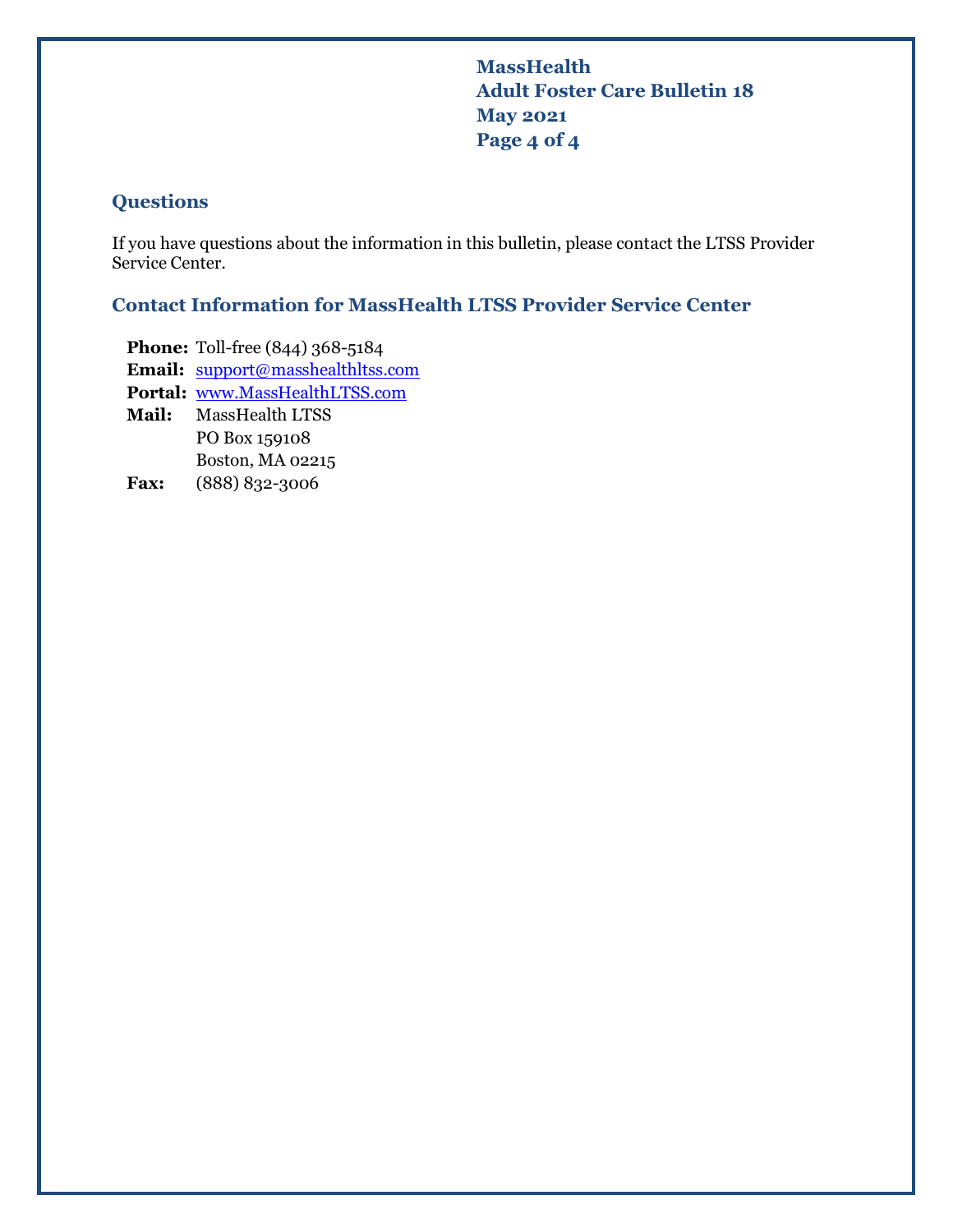## Questions

If you have questions about the information in this bulletin, please contact the LTSS Provider Service Center.

## Contact Information for MassHealth LTSS Provider Service Center

**Phone:** Toll-free (844) 368-5184
**Email:** support@masshealthltss.com
**Portal:** www.MassHealthLTSS.com
**Mail:** MassHealth LTSS
PO Box 159108
Boston, MA 02215
**Fax:** (888) 832-3006